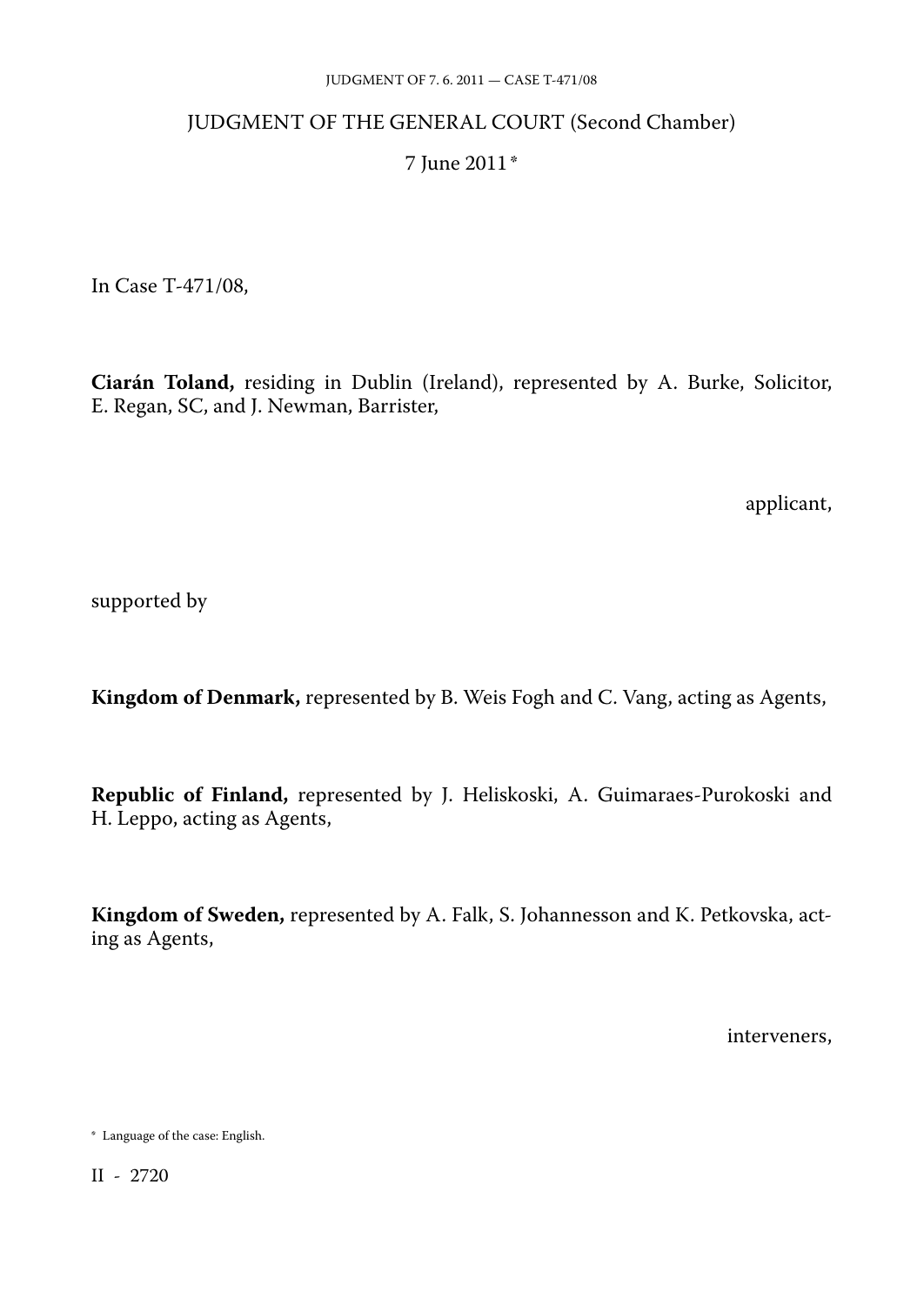# JUDGMENT OF THE GENERAL COURT (Second Chamber)

7 June 2011 *

In Case T-471/08,

**Ciarán Toland,** residing in Dublin (Ireland), represented by A. Burke, Solicitor, E. Regan, SC, and J. Newman, Barrister,

applicant,

supported by

**Kingdom of Denmark,** represented by B. Weis Fogh and C. Vang, acting as Agents,

**Republic of Finland,** represented by J. Heliskoski, A. Guimaraes-Purokoski and H. Leppo, acting as Agents,

**Kingdom of Sweden,** represented by A. Falk, S. Johannesson and K. Petkovska, acting as Agents,

interveners,

\* Language of the case: English.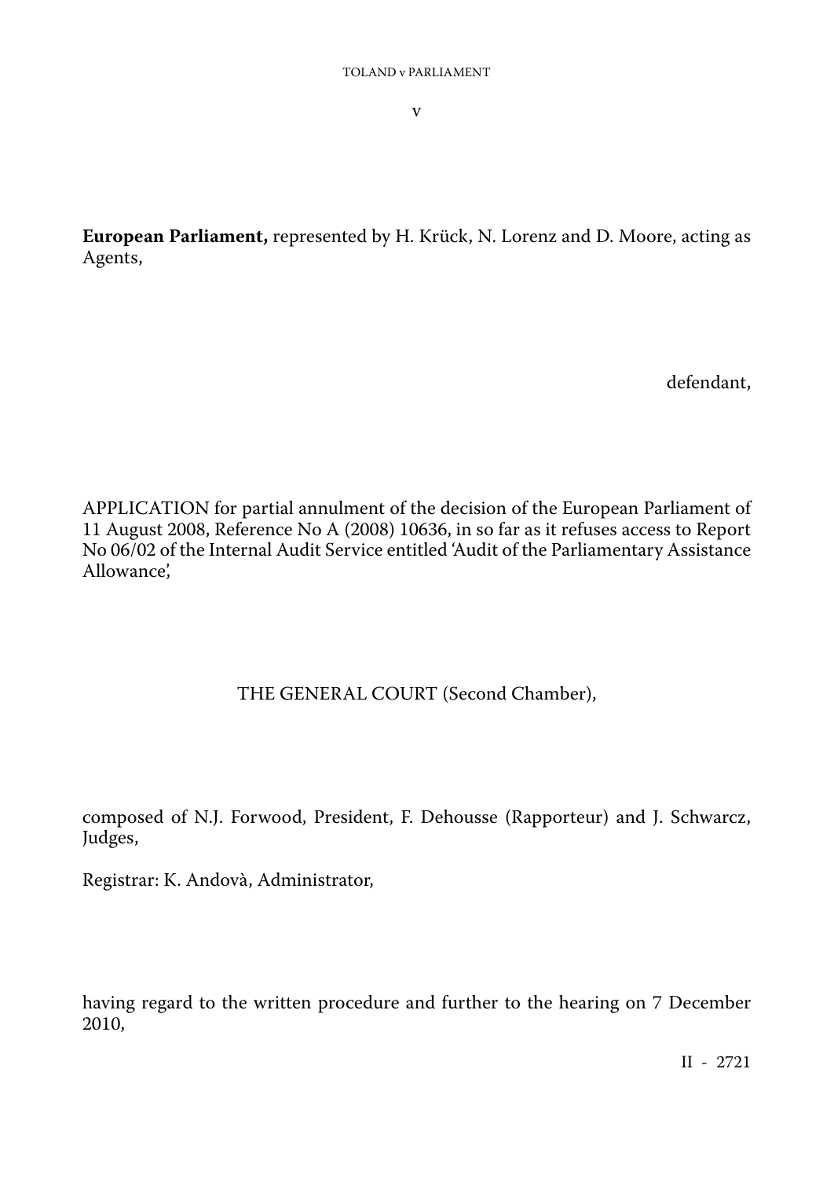v

**European Parliament,** represented by H. Krück, N. Lorenz and D. Moore, acting as Agents,

defendant,

APPLICATION for partial annulment of the decision of the European Parliament of 11 August 2008, Reference No A (2008) 10636, in so far as it refuses access to Report No 06/02 of the Internal Audit Service entitled 'Audit of the Parliamentary Assistance Allowance',

THE GENERAL COURT (Second Chamber),

composed of N.J. Forwood, President, F. Dehousse (Rapporteur) and J. Schwarcz, Judges,

Registrar: K. Andovà, Administrator,

having regard to the written procedure and further to the hearing on 7 December 2010,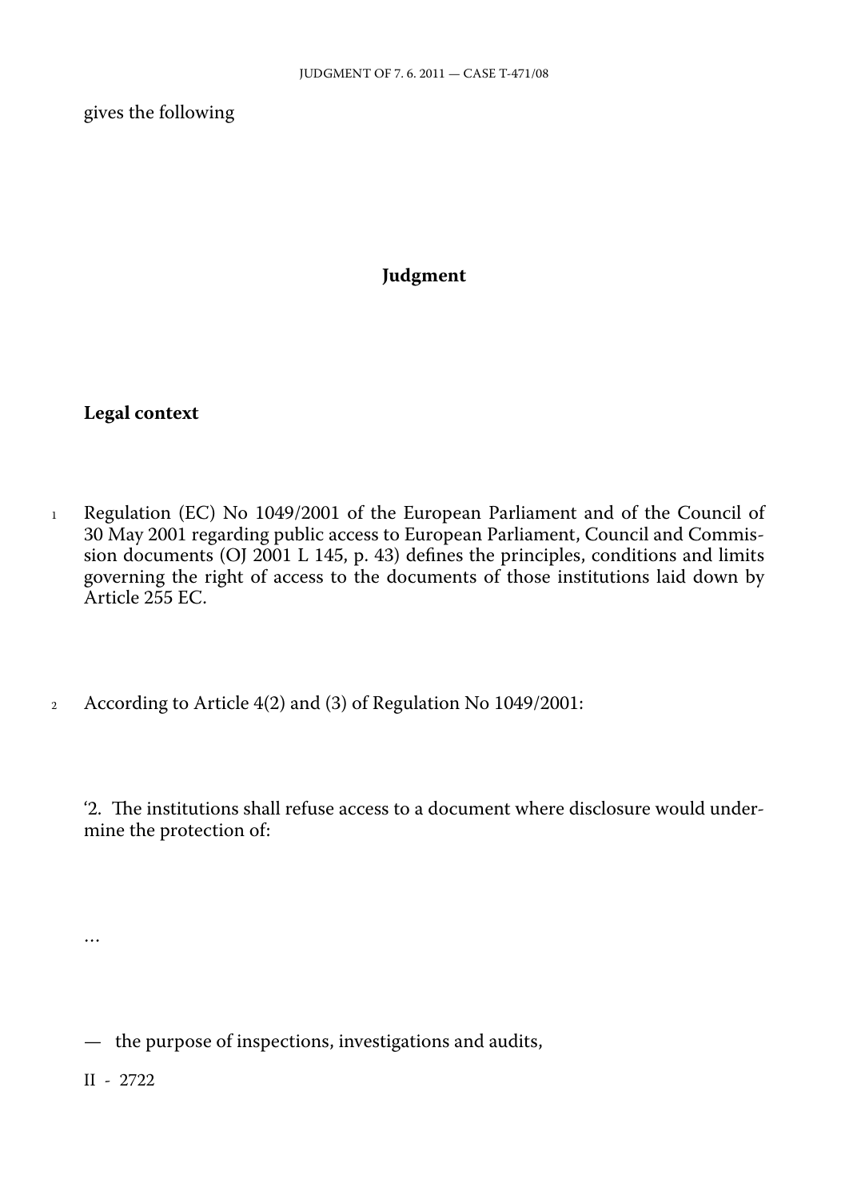gives the following

## Judgment

### Legal context

1 Regulation (EC) No 1049/2001 of the European Parliament and of the Council of 30 May 2001 regarding public access to European Parliament, Council and Commission documents (OJ 2001 L 145, p. 43) defines the principles, conditions and limits governing the right of access to the documents of those institutions laid down by Article 255 EC.

2 According to Article 4(2) and (3) of Regulation No 1049/2001:

'2. The institutions shall refuse access to a document where disclosure would undermine the protection of:

…

— the purpose of inspections, investigations and audits,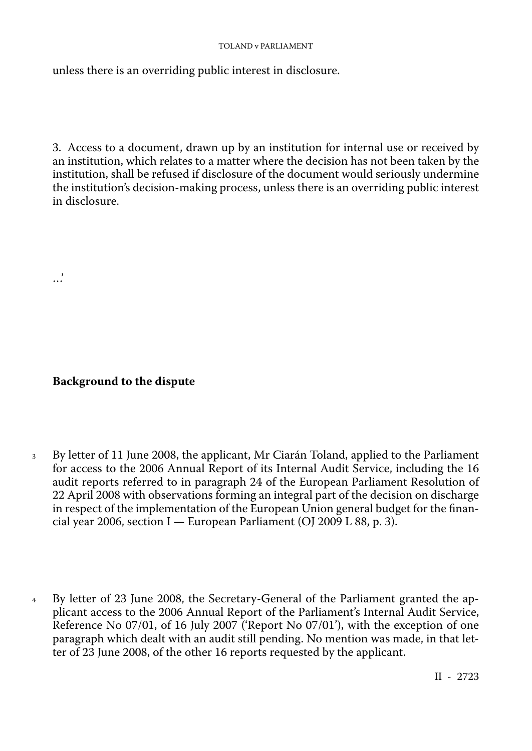unless there is an overriding public interest in disclosure.

3. Access to a document, drawn up by an institution for internal use or received by an institution, which relates to a matter where the decision has not been taken by the institution, shall be refused if disclosure of the document would seriously undermine the institution's decision-making process, unless there is an overriding public interest in disclosure.

…'

## Background to the dispute

3 By letter of 11 June 2008, the applicant, Mr Ciarán Toland, applied to the Parliament for access to the 2006 Annual Report of its Internal Audit Service, including the 16 audit reports referred to in paragraph 24 of the European Parliament Resolution of 22 April 2008 with observations forming an integral part of the decision on discharge in respect of the implementation of the European Union general budget for the financial year 2006, section I — European Parliament (OJ 2009 L 88, p. 3).

4 By letter of 23 June 2008, the Secretary-General of the Parliament granted the applicant access to the 2006 Annual Report of the Parliament's Internal Audit Service, Reference No 07/01, of 16 July 2007 ('Report No 07/01'), with the exception of one paragraph which dealt with an audit still pending. No mention was made, in that letter of 23 June 2008, of the other 16 reports requested by the applicant.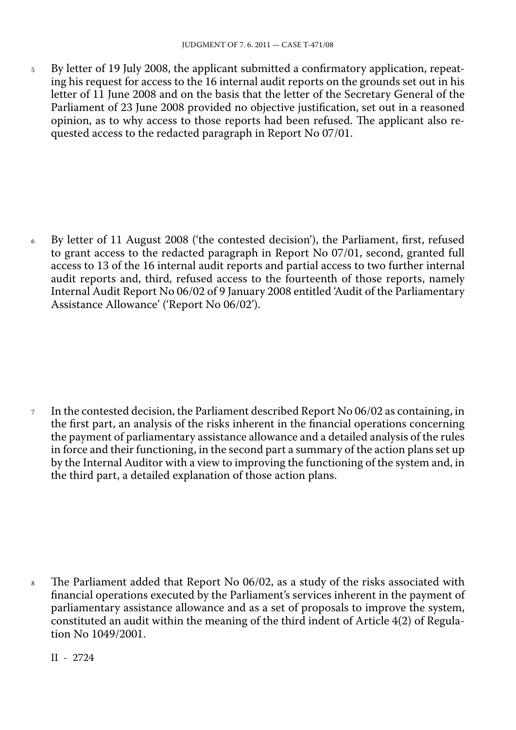5 By letter of 19 July 2008, the applicant submitted a confirmatory application, repeating his request for access to the 16 internal audit reports on the grounds set out in his letter of 11 June 2008 and on the basis that the letter of the Secretary General of the Parliament of 23 June 2008 provided no objective justification, set out in a reasoned opinion, as to why access to those reports had been refused. The applicant also requested access to the redacted paragraph in Report No 07/01.

6 By letter of 11 August 2008 ('the contested decision'), the Parliament, first, refused to grant access to the redacted paragraph in Report No 07/01, second, granted full access to 13 of the 16 internal audit reports and partial access to two further internal audit reports and, third, refused access to the fourteenth of those reports, namely Internal Audit Report No 06/02 of 9 January 2008 entitled 'Audit of the Parliamentary Assistance Allowance' ('Report No 06/02').

7 In the contested decision, the Parliament described Report No 06/02 as containing, in the first part, an analysis of the risks inherent in the financial operations concerning the payment of parliamentary assistance allowance and a detailed analysis of the rules in force and their functioning, in the second part a summary of the action plans set up by the Internal Auditor with a view to improving the functioning of the system and, in the third part, a detailed explanation of those action plans.

8 The Parliament added that Report No 06/02, as a study of the risks associated with financial operations executed by the Parliament's services inherent in the payment of parliamentary assistance allowance and as a set of proposals to improve the system, constituted an audit within the meaning of the third indent of Article 4(2) of Regulation No 1049/2001.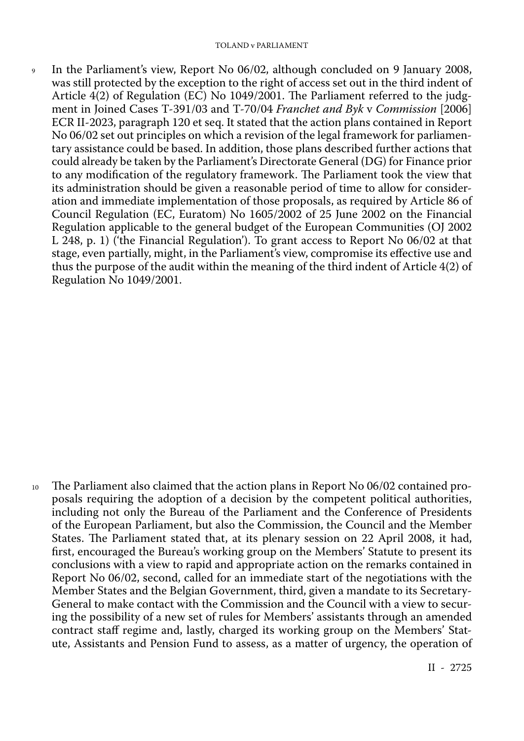9 In the Parliament's view, Report No 06/02, although concluded on 9 January 2008, was still protected by the exception to the right of access set out in the third indent of Article 4(2) of Regulation (EC) No 1049/2001. The Parliament referred to the judgment in Joined Cases T-391/03 and T-70/04 *Franchet and Byk* v *Commission* [2006] ECR II-2023, paragraph 120 et seq. It stated that the action plans contained in Report No 06/02 set out principles on which a revision of the legal framework for parliamentary assistance could be based. In addition, those plans described further actions that could already be taken by the Parliament's Directorate General (DG) for Finance prior to any modification of the regulatory framework. The Parliament took the view that its administration should be given a reasonable period of time to allow for consideration and immediate implementation of those proposals, as required by Article 86 of Council Regulation (EC, Euratom) No 1605/2002 of 25 June 2002 on the Financial Regulation applicable to the general budget of the European Communities (OJ 2002 L 248, p. 1) ('the Financial Regulation'). To grant access to Report No 06/02 at that stage, even partially, might, in the Parliament's view, compromise its effective use and thus the purpose of the audit within the meaning of the third indent of Article 4(2) of Regulation No 1049/2001.

10 The Parliament also claimed that the action plans in Report No 06/02 contained proposals requiring the adoption of a decision by the competent political authorities, including not only the Bureau of the Parliament and the Conference of Presidents of the European Parliament, but also the Commission, the Council and the Member States. The Parliament stated that, at its plenary session on 22 April 2008, it had, first, encouraged the Bureau's working group on the Members' Statute to present its conclusions with a view to rapid and appropriate action on the remarks contained in Report No 06/02, second, called for an immediate start of the negotiations with the Member States and the Belgian Government, third, given a mandate to its Secretary-General to make contact with the Commission and the Council with a view to securing the possibility of a new set of rules for Members' assistants through an amended contract staff regime and, lastly, charged its working group on the Members' Statute, Assistants and Pension Fund to assess, as a matter of urgency, the operation of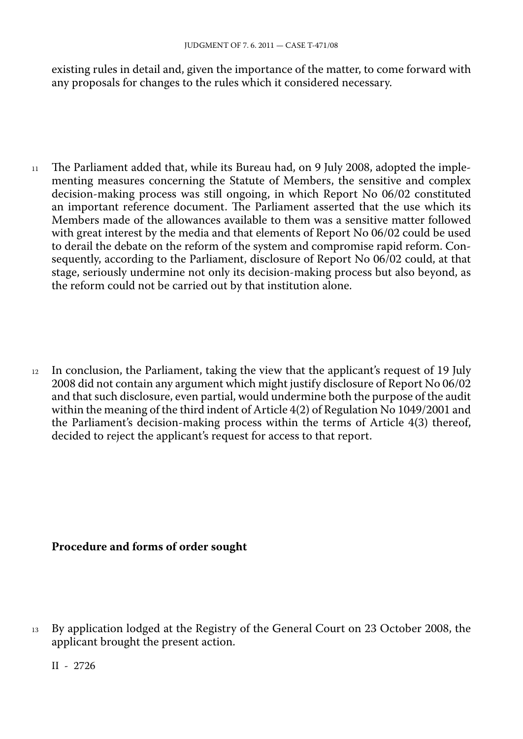existing rules in detail and, given the importance of the matter, to come forward with any proposals for changes to the rules which it considered necessary.

11 The Parliament added that, while its Bureau had, on 9 July 2008, adopted the implementing measures concerning the Statute of Members, the sensitive and complex decision-making process was still ongoing, in which Report No 06/02 constituted an important reference document. The Parliament asserted that the use which its Members made of the allowances available to them was a sensitive matter followed with great interest by the media and that elements of Report No 06/02 could be used to derail the debate on the reform of the system and compromise rapid reform. Consequently, according to the Parliament, disclosure of Report No 06/02 could, at that stage, seriously undermine not only its decision-making process but also beyond, as the reform could not be carried out by that institution alone.

12 In conclusion, the Parliament, taking the view that the applicant's request of 19 July 2008 did not contain any argument which might justify disclosure of Report No 06/02 and that such disclosure, even partial, would undermine both the purpose of the audit within the meaning of the third indent of Article 4(2) of Regulation No 1049/2001 and the Parliament's decision-making process within the terms of Article 4(3) thereof, decided to reject the applicant's request for access to that report.

**Procedure and forms of order sought**

13 By application lodged at the Registry of the General Court on 23 October 2008, the applicant brought the present action.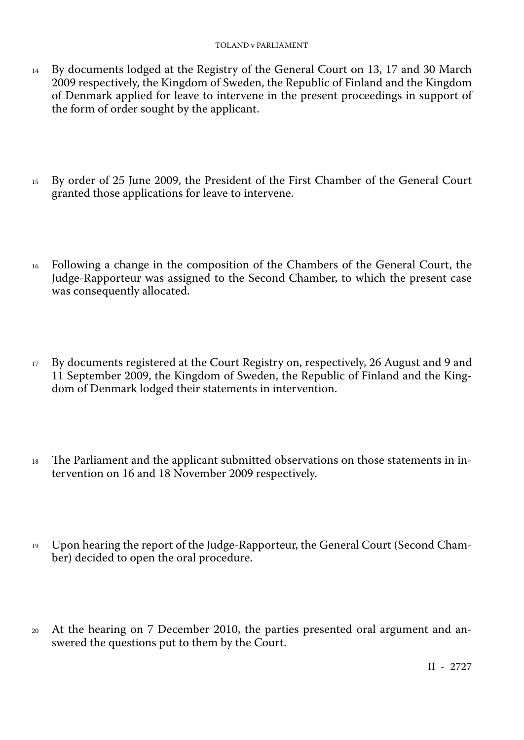14 By documents lodged at the Registry of the General Court on 13, 17 and 30 March 2009 respectively, the Kingdom of Sweden, the Republic of Finland and the Kingdom of Denmark applied for leave to intervene in the present proceedings in support of the form of order sought by the applicant.

15 By order of 25 June 2009, the President of the First Chamber of the General Court granted those applications for leave to intervene.

16 Following a change in the composition of the Chambers of the General Court, the Judge-Rapporteur was assigned to the Second Chamber, to which the present case was consequently allocated.

17 By documents registered at the Court Registry on, respectively, 26 August and 9 and 11 September 2009, the Kingdom of Sweden, the Republic of Finland and the Kingdom of Denmark lodged their statements in intervention.

18 The Parliament and the applicant submitted observations on those statements in intervention on 16 and 18 November 2009 respectively.

19 Upon hearing the report of the Judge-Rapporteur, the General Court (Second Chamber) decided to open the oral procedure.

20 At the hearing on 7 December 2010, the parties presented oral argument and answered the questions put to them by the Court.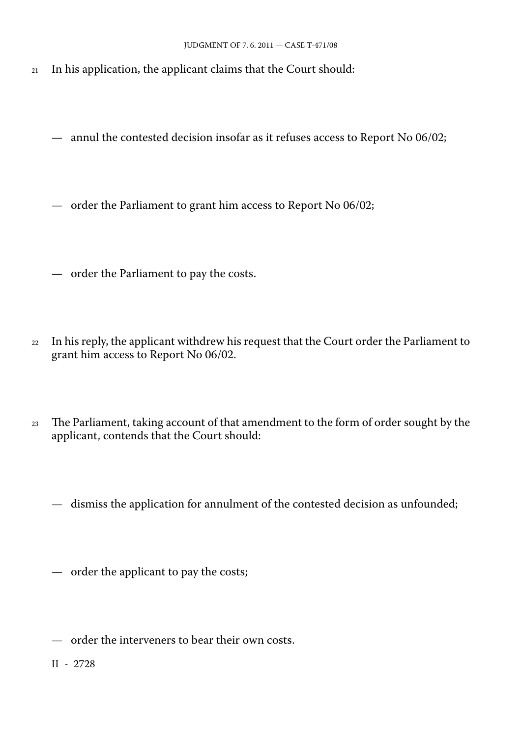21 In his application, the applicant claims that the Court should:

— annul the contested decision insofar as it refuses access to Report No 06/02;

— order the Parliament to grant him access to Report No 06/02;

— order the Parliament to pay the costs.

22 In his reply, the applicant withdrew his request that the Court order the Parliament to grant him access to Report No 06/02.

23 The Parliament, taking account of that amendment to the form of order sought by the applicant, contends that the Court should:

— dismiss the application for annulment of the contested decision as unfounded;

— order the applicant to pay the costs;

— order the interveners to bear their own costs.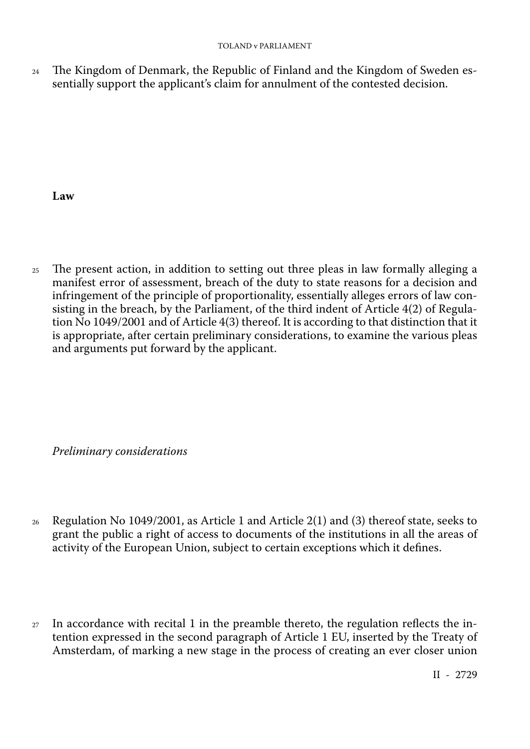24 The Kingdom of Denmark, the Republic of Finland and the Kingdom of Sweden essentially support the applicant's claim for annulment of the contested decision.

## Law

25 The present action, in addition to setting out three pleas in law formally alleging a manifest error of assessment, breach of the duty to state reasons for a decision and infringement of the principle of proportionality, essentially alleges errors of law consisting in the breach, by the Parliament, of the third indent of Article 4(2) of Regulation No 1049/2001 and of Article 4(3) thereof. It is according to that distinction that it is appropriate, after certain preliminary considerations, to examine the various pleas and arguments put forward by the applicant.

### *Preliminary considerations*

26 Regulation No 1049/2001, as Article 1 and Article 2(1) and (3) thereof state, seeks to grant the public a right of access to documents of the institutions in all the areas of activity of the European Union, subject to certain exceptions which it defines.

27 In accordance with recital 1 in the preamble thereto, the regulation reflects the intention expressed in the second paragraph of Article 1 EU, inserted by the Treaty of Amsterdam, of marking a new stage in the process of creating an ever closer union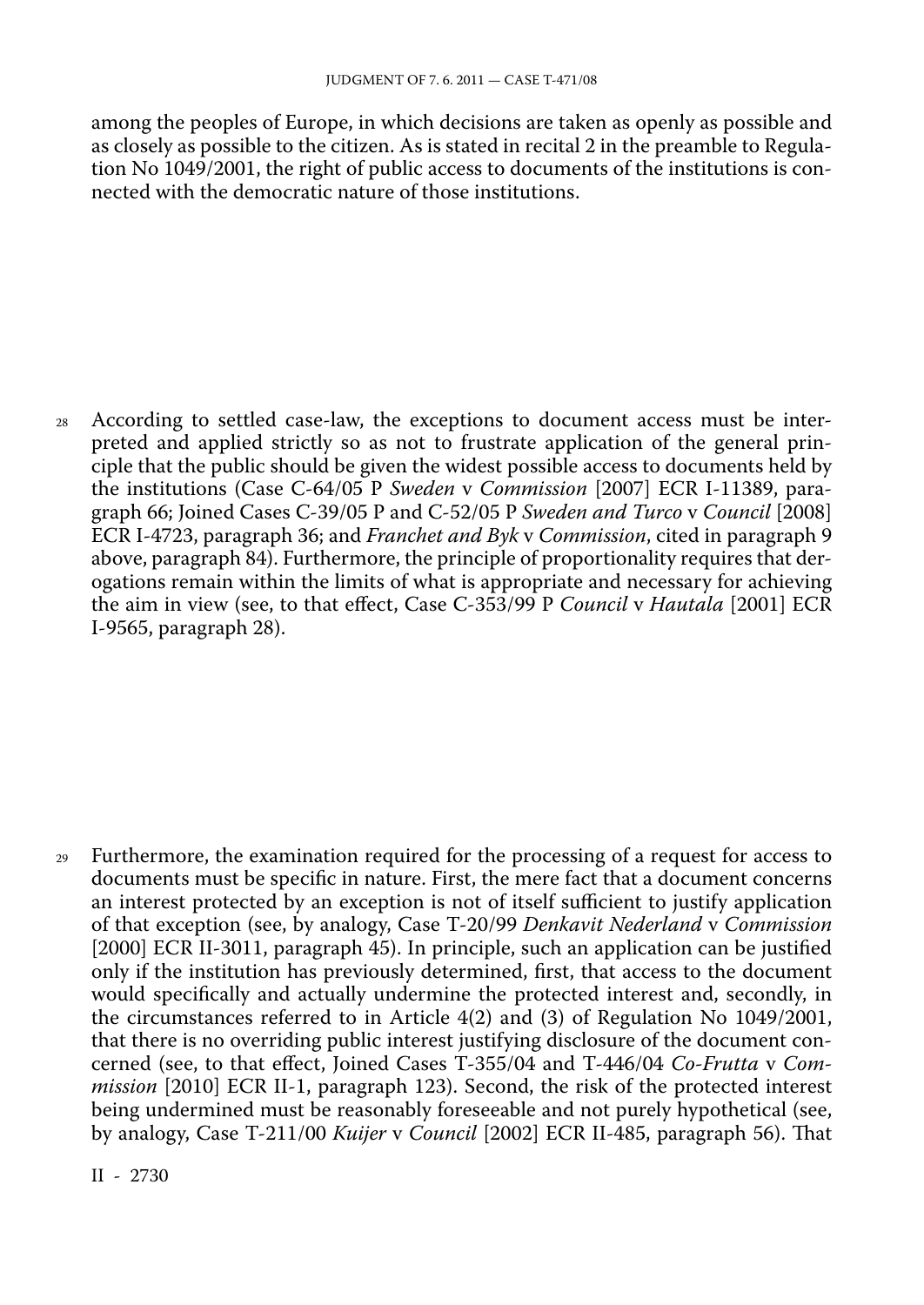among the peoples of Europe, in which decisions are taken as openly as possible and as closely as possible to the citizen. As is stated in recital 2 in the preamble to Regulation No 1049/2001, the right of public access to documents of the institutions is connected with the democratic nature of those institutions.

28 According to settled case-law, the exceptions to document access must be interpreted and applied strictly so as not to frustrate application of the general principle that the public should be given the widest possible access to documents held by the institutions (Case C-64/05 P *Sweden* v *Commission* [2007] ECR I-11389, paragraph 66; Joined Cases C-39/05 P and C-52/05 P *Sweden and Turco* v *Council* [2008] ECR I-4723, paragraph 36; and *Franchet and Byk* v *Commission*, cited in paragraph 9 above, paragraph 84). Furthermore, the principle of proportionality requires that derogations remain within the limits of what is appropriate and necessary for achieving the aim in view (see, to that effect, Case C-353/99 P *Council* v *Hautala* [2001] ECR I-9565, paragraph 28).

29 Furthermore, the examination required for the processing of a request for access to documents must be specific in nature. First, the mere fact that a document concerns an interest protected by an exception is not of itself sufficient to justify application of that exception (see, by analogy, Case T-20/99 *Denkavit Nederland* v *Commission* [2000] ECR II-3011, paragraph 45). In principle, such an application can be justified only if the institution has previously determined, first, that access to the document would specifically and actually undermine the protected interest and, secondly, in the circumstances referred to in Article 4(2) and (3) of Regulation No 1049/2001, that there is no overriding public interest justifying disclosure of the document concerned (see, to that effect, Joined Cases T-355/04 and T-446/04 *Co-Frutta* v *Commission* [2010] ECR II-1, paragraph 123). Second, the risk of the protected interest being undermined must be reasonably foreseeable and not purely hypothetical (see, by analogy, Case T-211/00 *Kuijer* v *Council* [2002] ECR II-485, paragraph 56). That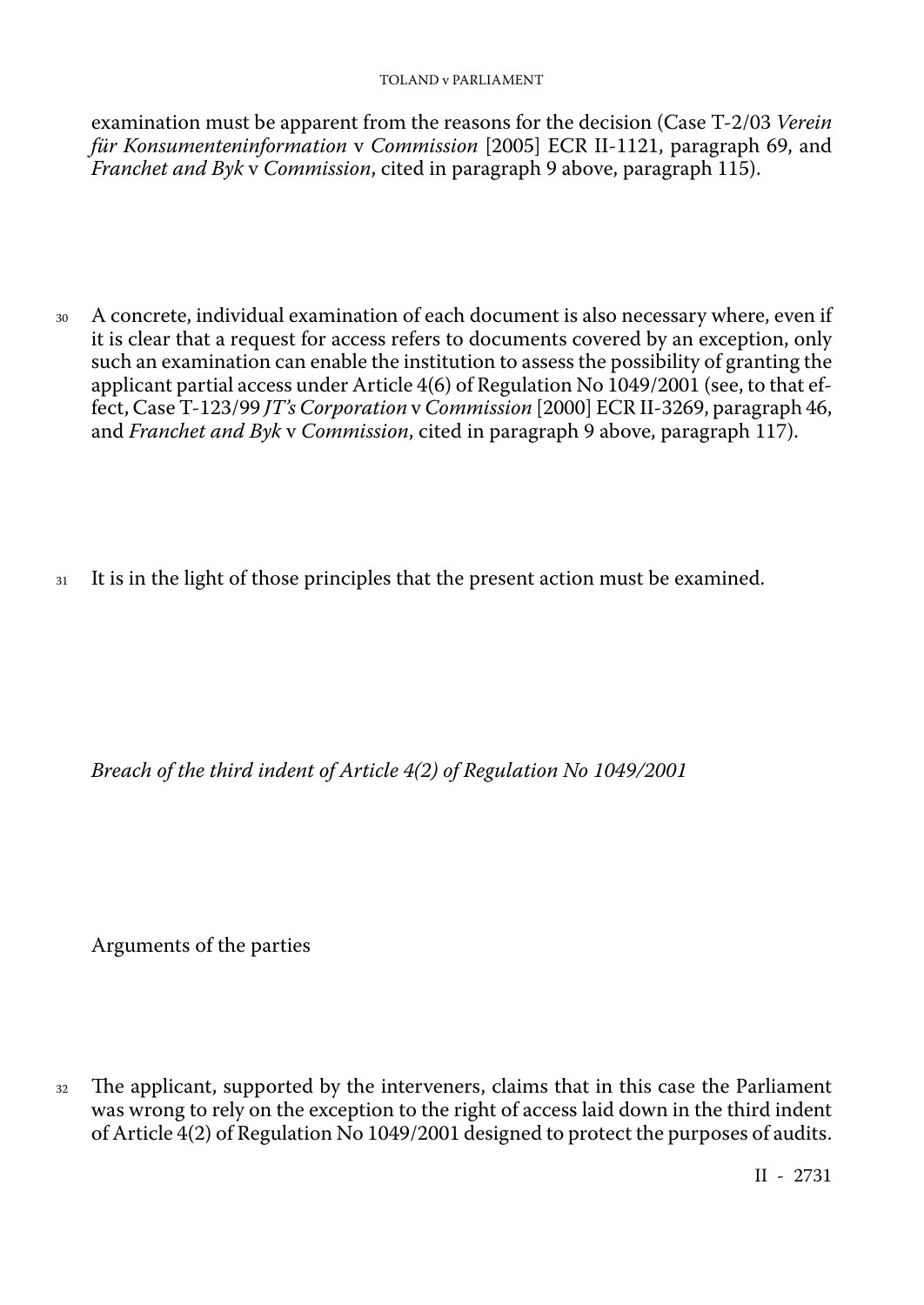examination must be apparent from the reasons for the decision (Case T-2/03 *Verein für Konsumenteninformation* v *Commission* [2005] ECR II-1121, paragraph 69, and *Franchet and Byk* v *Commission*, cited in paragraph 9 above, paragraph 115).

30 A concrete, individual examination of each document is also necessary where, even if it is clear that a request for access refers to documents covered by an exception, only such an examination can enable the institution to assess the possibility of granting the applicant partial access under Article 4(6) of Regulation No 1049/2001 (see, to that effect, Case T-123/99 *JT's Corporation* v *Commission* [2000] ECR II-3269, paragraph 46, and *Franchet and Byk* v *Commission*, cited in paragraph 9 above, paragraph 117).

31 It is in the light of those principles that the present action must be examined.

*Breach of the third indent of Article 4(2) of Regulation No 1049/2001*

Arguments of the parties

32 The applicant, supported by the interveners, claims that in this case the Parliament was wrong to rely on the exception to the right of access laid down in the third indent of Article 4(2) of Regulation No 1049/2001 designed to protect the purposes of audits.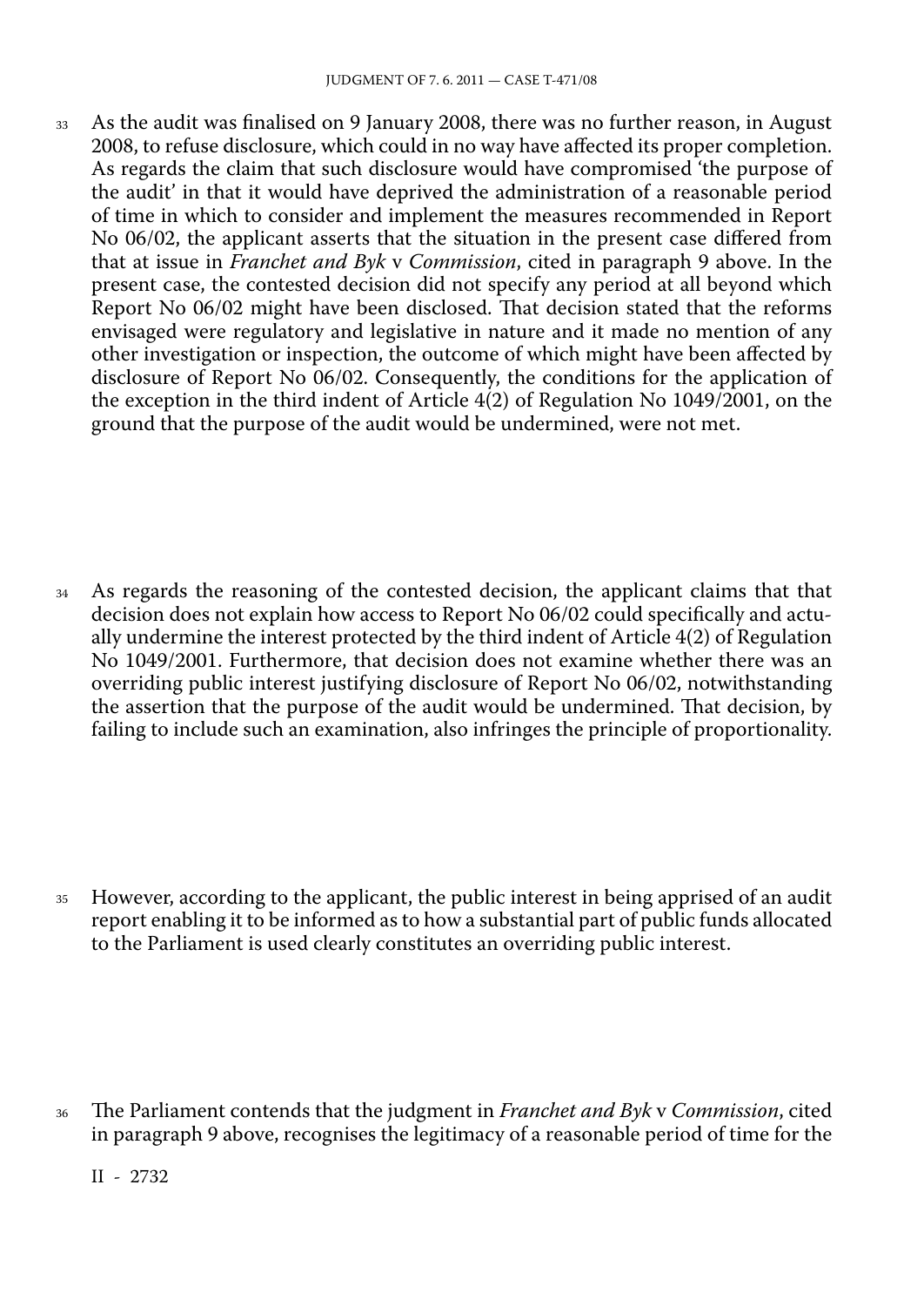33 As the audit was finalised on 9 January 2008, there was no further reason, in August 2008, to refuse disclosure, which could in no way have affected its proper completion. As regards the claim that such disclosure would have compromised 'the purpose of the audit' in that it would have deprived the administration of a reasonable period of time in which to consider and implement the measures recommended in Report No 06/02, the applicant asserts that the situation in the present case differed from that at issue in *Franchet and Byk* v *Commission*, cited in paragraph 9 above. In the present case, the contested decision did not specify any period at all beyond which Report No 06/02 might have been disclosed. That decision stated that the reforms envisaged were regulatory and legislative in nature and it made no mention of any other investigation or inspection, the outcome of which might have been affected by disclosure of Report No 06/02. Consequently, the conditions for the application of the exception in the third indent of Article 4(2) of Regulation No 1049/2001, on the ground that the purpose of the audit would be undermined, were not met.

34 As regards the reasoning of the contested decision, the applicant claims that that decision does not explain how access to Report No 06/02 could specifically and actually undermine the interest protected by the third indent of Article 4(2) of Regulation No 1049/2001. Furthermore, that decision does not examine whether there was an overriding public interest justifying disclosure of Report No 06/02, notwithstanding the assertion that the purpose of the audit would be undermined. That decision, by failing to include such an examination, also infringes the principle of proportionality.

35 However, according to the applicant, the public interest in being apprised of an audit report enabling it to be informed as to how a substantial part of public funds allocated to the Parliament is used clearly constitutes an overriding public interest.

36 The Parliament contends that the judgment in *Franchet and Byk* v *Commission*, cited in paragraph 9 above, recognises the legitimacy of a reasonable period of time for the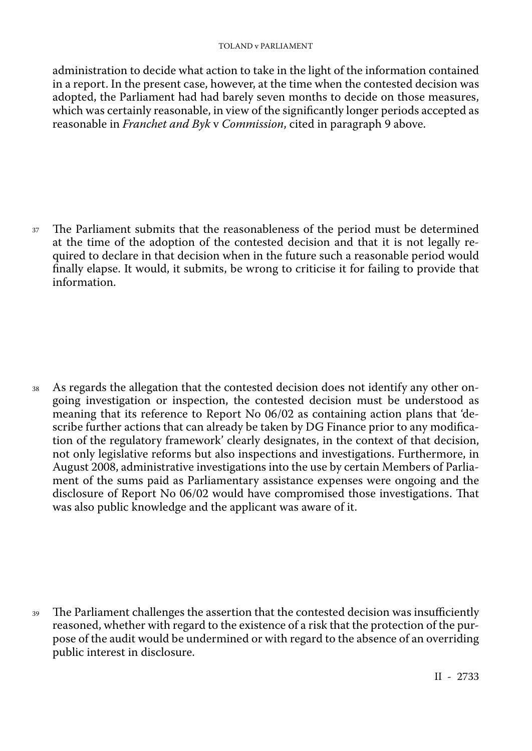administration to decide what action to take in the light of the information contained in a report. In the present case, however, at the time when the contested decision was adopted, the Parliament had had barely seven months to decide on those measures, which was certainly reasonable, in view of the significantly longer periods accepted as reasonable in *Franchet and Byk* v *Commission*, cited in paragraph 9 above.

37 The Parliament submits that the reasonableness of the period must be determined at the time of the adoption of the contested decision and that it is not legally required to declare in that decision when in the future such a reasonable period would finally elapse. It would, it submits, be wrong to criticise it for failing to provide that information.

38 As regards the allegation that the contested decision does not identify any other ongoing investigation or inspection, the contested decision must be understood as meaning that its reference to Report No 06/02 as containing action plans that 'describe further actions that can already be taken by DG Finance prior to any modification of the regulatory framework' clearly designates, in the context of that decision, not only legislative reforms but also inspections and investigations. Furthermore, in August 2008, administrative investigations into the use by certain Members of Parliament of the sums paid as Parliamentary assistance expenses were ongoing and the disclosure of Report No 06/02 would have compromised those investigations. That was also public knowledge and the applicant was aware of it.

39 The Parliament challenges the assertion that the contested decision was insufficiently reasoned, whether with regard to the existence of a risk that the protection of the purpose of the audit would be undermined or with regard to the absence of an overriding public interest in disclosure.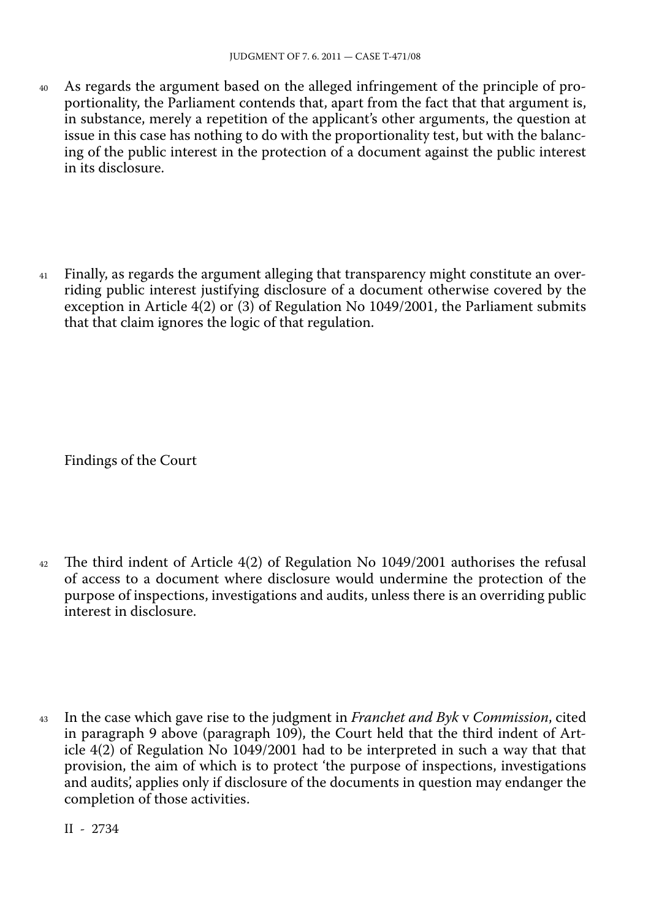40 As regards the argument based on the alleged infringement of the principle of proportionality, the Parliament contends that, apart from the fact that that argument is, in substance, merely a repetition of the applicant's other arguments, the question at issue in this case has nothing to do with the proportionality test, but with the balancing of the public interest in the protection of a document against the public interest in its disclosure.

41 Finally, as regards the argument alleging that transparency might constitute an overriding public interest justifying disclosure of a document otherwise covered by the exception in Article 4(2) or (3) of Regulation No 1049/2001, the Parliament submits that that claim ignores the logic of that regulation.

Findings of the Court

42 The third indent of Article 4(2) of Regulation No 1049/2001 authorises the refusal of access to a document where disclosure would undermine the protection of the purpose of inspections, investigations and audits, unless there is an overriding public interest in disclosure.

43 In the case which gave rise to the judgment in *Franchet and Byk* v *Commission*, cited in paragraph 9 above (paragraph 109), the Court held that the third indent of Article 4(2) of Regulation No 1049/2001 had to be interpreted in such a way that that provision, the aim of which is to protect 'the purpose of inspections, investigations and audits', applies only if disclosure of the documents in question may endanger the completion of those activities.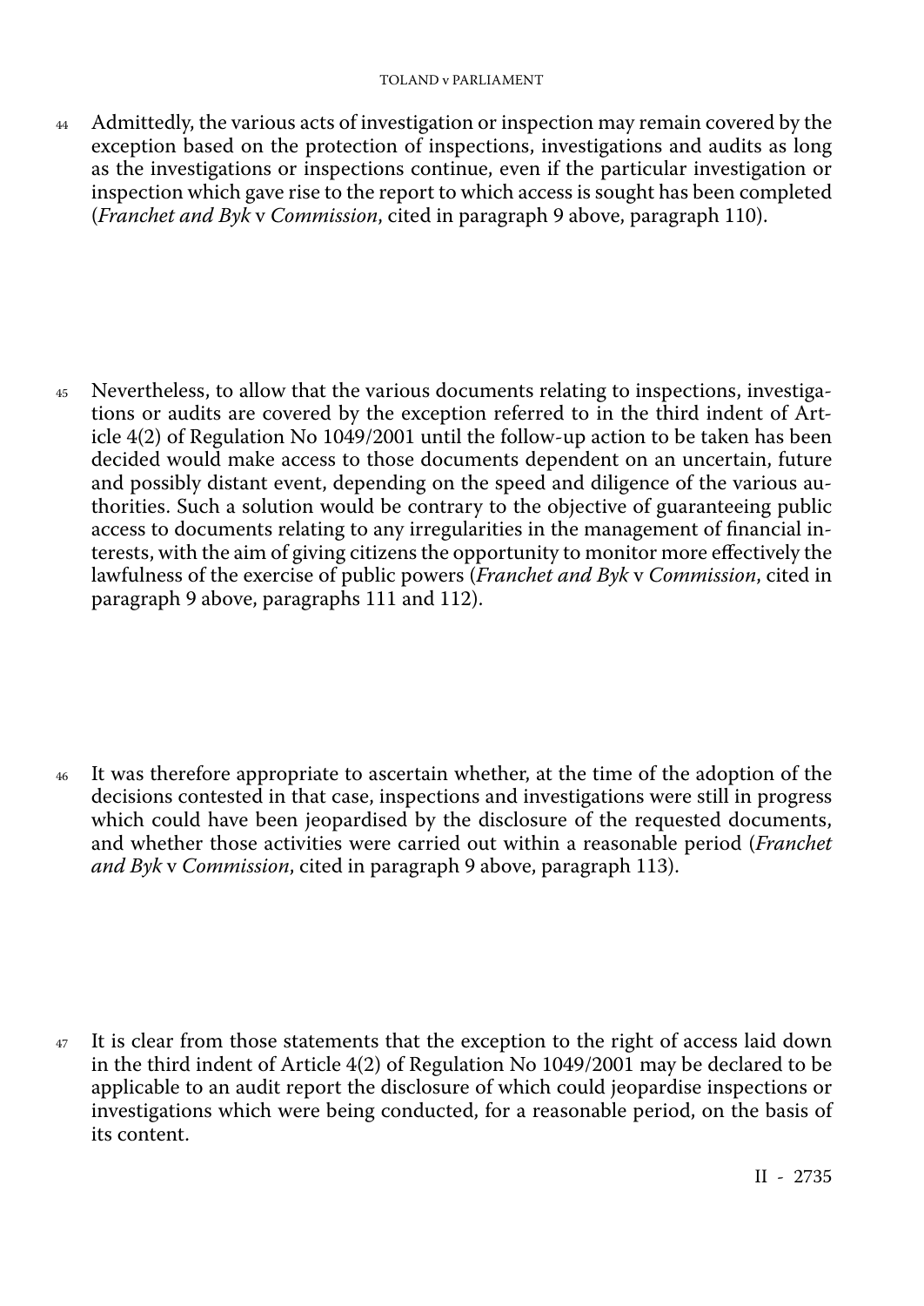44 Admittedly, the various acts of investigation or inspection may remain covered by the exception based on the protection of inspections, investigations and audits as long as the investigations or inspections continue, even if the particular investigation or inspection which gave rise to the report to which access is sought has been completed (*Franchet and Byk* v *Commission*, cited in paragraph 9 above, paragraph 110).

45 Nevertheless, to allow that the various documents relating to inspections, investigations or audits are covered by the exception referred to in the third indent of Article 4(2) of Regulation No 1049/2001 until the follow-up action to be taken has been decided would make access to those documents dependent on an uncertain, future and possibly distant event, depending on the speed and diligence of the various authorities. Such a solution would be contrary to the objective of guaranteeing public access to documents relating to any irregularities in the management of financial interests, with the aim of giving citizens the opportunity to monitor more effectively the lawfulness of the exercise of public powers (*Franchet and Byk* v *Commission*, cited in paragraph 9 above, paragraphs 111 and 112).

46 It was therefore appropriate to ascertain whether, at the time of the adoption of the decisions contested in that case, inspections and investigations were still in progress which could have been jeopardised by the disclosure of the requested documents, and whether those activities were carried out within a reasonable period (*Franchet and Byk* v *Commission*, cited in paragraph 9 above, paragraph 113).

47 It is clear from those statements that the exception to the right of access laid down in the third indent of Article 4(2) of Regulation No 1049/2001 may be declared to be applicable to an audit report the disclosure of which could jeopardise inspections or investigations which were being conducted, for a reasonable period, on the basis of its content.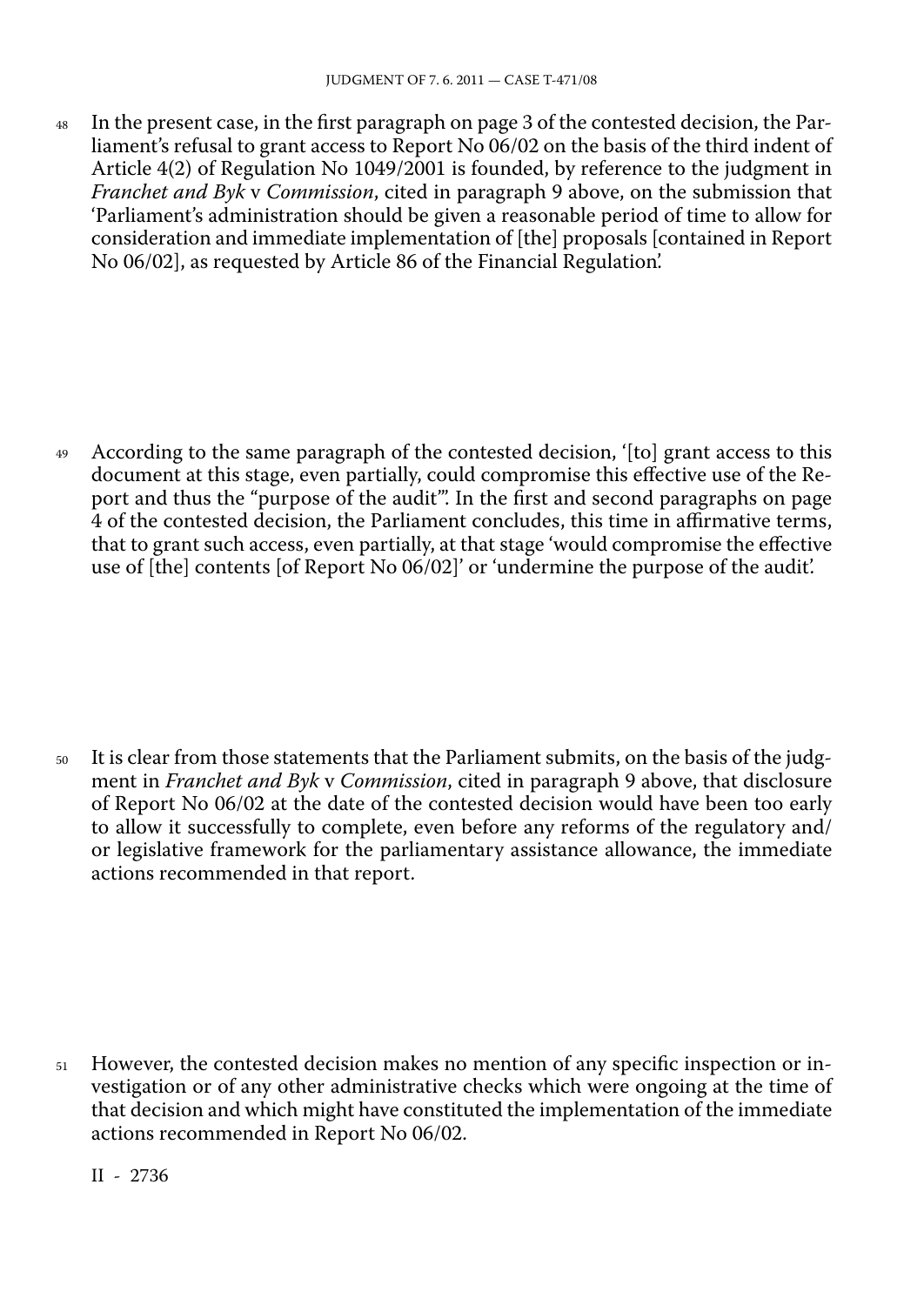48 In the present case, in the first paragraph on page 3 of the contested decision, the Parliament's refusal to grant access to Report No 06/02 on the basis of the third indent of Article 4(2) of Regulation No 1049/2001 is founded, by reference to the judgment in *Franchet and Byk* v *Commission*, cited in paragraph 9 above, on the submission that 'Parliament's administration should be given a reasonable period of time to allow for consideration and immediate implementation of [the] proposals [contained in Report No 06/02], as requested by Article 86 of the Financial Regulation'.

49 According to the same paragraph of the contested decision, '[to] grant access to this document at this stage, even partially, could compromise this effective use of the Report and thus the "purpose of the audit"'. In the first and second paragraphs on page 4 of the contested decision, the Parliament concludes, this time in affirmative terms, that to grant such access, even partially, at that stage 'would compromise the effective use of [the] contents [of Report No 06/02]' or 'undermine the purpose of the audit'.

50 It is clear from those statements that the Parliament submits, on the basis of the judgment in *Franchet and Byk* v *Commission*, cited in paragraph 9 above, that disclosure of Report No 06/02 at the date of the contested decision would have been too early to allow it successfully to complete, even before any reforms of the regulatory and/or legislative framework for the parliamentary assistance allowance, the immediate actions recommended in that report.

51 However, the contested decision makes no mention of any specific inspection or investigation or of any other administrative checks which were ongoing at the time of that decision and which might have constituted the implementation of the immediate actions recommended in Report No 06/02.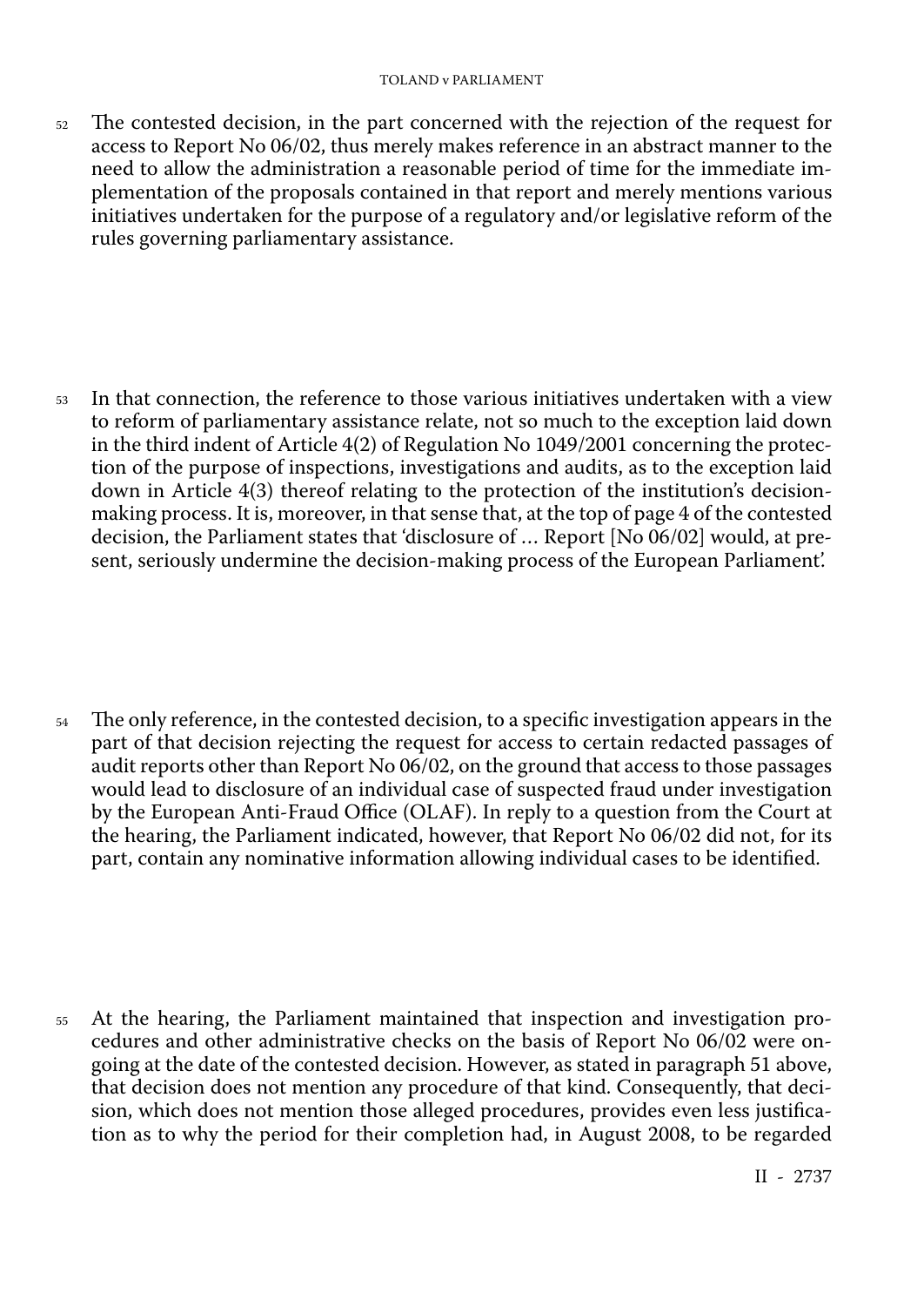52 The contested decision, in the part concerned with the rejection of the request for access to Report No 06/02, thus merely makes reference in an abstract manner to the need to allow the administration a reasonable period of time for the immediate implementation of the proposals contained in that report and merely mentions various initiatives undertaken for the purpose of a regulatory and/or legislative reform of the rules governing parliamentary assistance.

53 In that connection, the reference to those various initiatives undertaken with a view to reform of parliamentary assistance relate, not so much to the exception laid down in the third indent of Article 4(2) of Regulation No 1049/2001 concerning the protection of the purpose of inspections, investigations and audits, as to the exception laid down in Article 4(3) thereof relating to the protection of the institution's decision-making process. It is, moreover, in that sense that, at the top of page 4 of the contested decision, the Parliament states that 'disclosure of … Report [No 06/02] would, at present, seriously undermine the decision-making process of the European Parliament'.

54 The only reference, in the contested decision, to a specific investigation appears in the part of that decision rejecting the request for access to certain redacted passages of audit reports other than Report No 06/02, on the ground that access to those passages would lead to disclosure of an individual case of suspected fraud under investigation by the European Anti-Fraud Office (OLAF). In reply to a question from the Court at the hearing, the Parliament indicated, however, that Report No 06/02 did not, for its part, contain any nominative information allowing individual cases to be identified.

55 At the hearing, the Parliament maintained that inspection and investigation procedures and other administrative checks on the basis of Report No 06/02 were ongoing at the date of the contested decision. However, as stated in paragraph 51 above, that decision does not mention any procedure of that kind. Consequently, that decision, which does not mention those alleged procedures, provides even less justification as to why the period for their completion had, in August 2008, to be regarded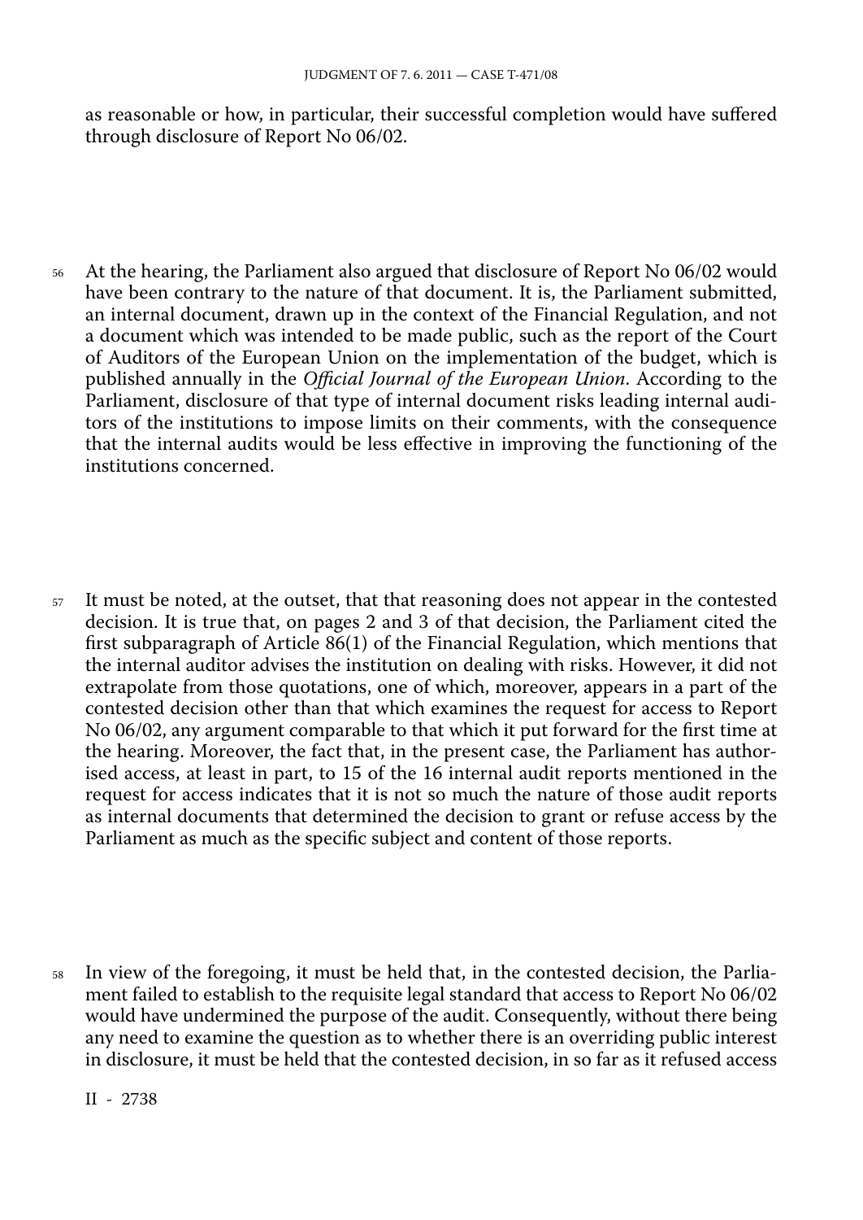as reasonable or how, in particular, their successful completion would have suffered through disclosure of Report No 06/02.

56 At the hearing, the Parliament also argued that disclosure of Report No 06/02 would have been contrary to the nature of that document. It is, the Parliament submitted, an internal document, drawn up in the context of the Financial Regulation, and not a document which was intended to be made public, such as the report of the Court of Auditors of the European Union on the implementation of the budget, which is published annually in the *Official Journal of the European Union*. According to the Parliament, disclosure of that type of internal document risks leading internal auditors of the institutions to impose limits on their comments, with the consequence that the internal audits would be less effective in improving the functioning of the institutions concerned.

57 It must be noted, at the outset, that that reasoning does not appear in the contested decision. It is true that, on pages 2 and 3 of that decision, the Parliament cited the first subparagraph of Article 86(1) of the Financial Regulation, which mentions that the internal auditor advises the institution on dealing with risks. However, it did not extrapolate from those quotations, one of which, moreover, appears in a part of the contested decision other than that which examines the request for access to Report No 06/02, any argument comparable to that which it put forward for the first time at the hearing. Moreover, the fact that, in the present case, the Parliament has authorised access, at least in part, to 15 of the 16 internal audit reports mentioned in the request for access indicates that it is not so much the nature of those audit reports as internal documents that determined the decision to grant or refuse access by the Parliament as much as the specific subject and content of those reports.

58 In view of the foregoing, it must be held that, in the contested decision, the Parliament failed to establish to the requisite legal standard that access to Report No 06/02 would have undermined the purpose of the audit. Consequently, without there being any need to examine the question as to whether there is an overriding public interest in disclosure, it must be held that the contested decision, in so far as it refused access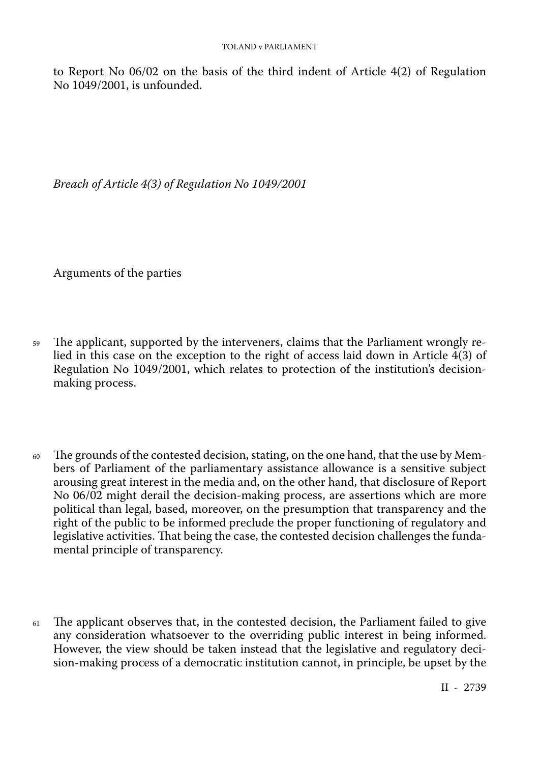to Report No 06/02 on the basis of the third indent of Article 4(2) of Regulation No 1049/2001, is unfounded.

*Breach of Article 4(3) of Regulation No 1049/2001*

Arguments of the parties

59 The applicant, supported by the interveners, claims that the Parliament wrongly relied in this case on the exception to the right of access laid down in Article 4(3) of Regulation No 1049/2001, which relates to protection of the institution's decision-making process.

60 The grounds of the contested decision, stating, on the one hand, that the use by Members of Parliament of the parliamentary assistance allowance is a sensitive subject arousing great interest in the media and, on the other hand, that disclosure of Report No 06/02 might derail the decision-making process, are assertions which are more political than legal, based, moreover, on the presumption that transparency and the right of the public to be informed preclude the proper functioning of regulatory and legislative activities. That being the case, the contested decision challenges the fundamental principle of transparency.

61 The applicant observes that, in the contested decision, the Parliament failed to give any consideration whatsoever to the overriding public interest in being informed. However, the view should be taken instead that the legislative and regulatory decision-making process of a democratic institution cannot, in principle, be upset by the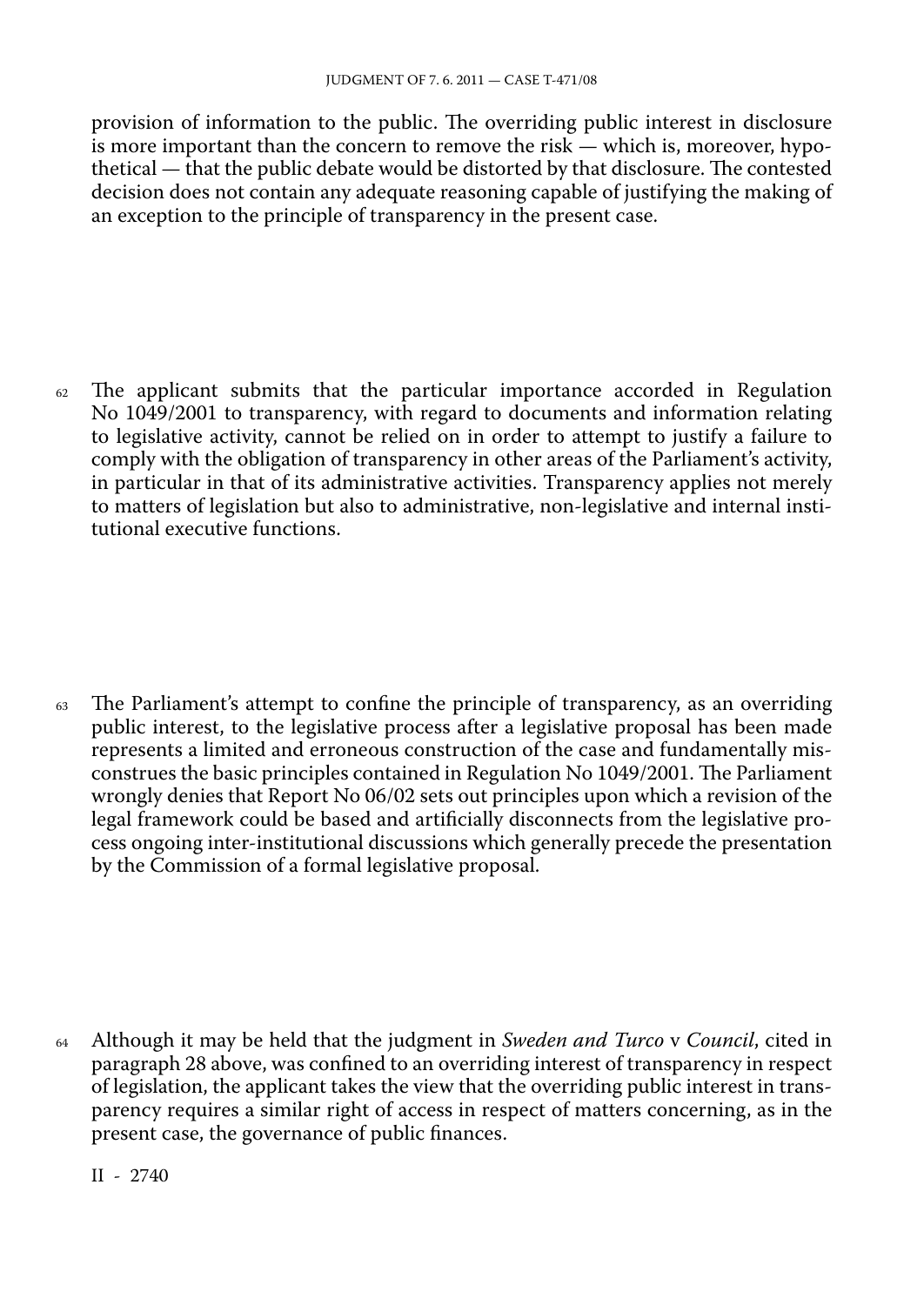provision of information to the public. The overriding public interest in disclosure is more important than the concern to remove the risk — which is, moreover, hypothetical — that the public debate would be distorted by that disclosure. The contested decision does not contain any adequate reasoning capable of justifying the making of an exception to the principle of transparency in the present case.

62 The applicant submits that the particular importance accorded in Regulation No 1049/2001 to transparency, with regard to documents and information relating to legislative activity, cannot be relied on in order to attempt to justify a failure to comply with the obligation of transparency in other areas of the Parliament's activity, in particular in that of its administrative activities. Transparency applies not merely to matters of legislation but also to administrative, non-legislative and internal institutional executive functions.

63 The Parliament's attempt to confine the principle of transparency, as an overriding public interest, to the legislative process after a legislative proposal has been made represents a limited and erroneous construction of the case and fundamentally misconstrues the basic principles contained in Regulation No 1049/2001. The Parliament wrongly denies that Report No 06/02 sets out principles upon which a revision of the legal framework could be based and artificially disconnects from the legislative process ongoing inter-institutional discussions which generally precede the presentation by the Commission of a formal legislative proposal.

64 Although it may be held that the judgment in *Sweden and Turco* v *Council*, cited in paragraph 28 above, was confined to an overriding interest of transparency in respect of legislation, the applicant takes the view that the overriding public interest in transparency requires a similar right of access in respect of matters concerning, as in the present case, the governance of public finances.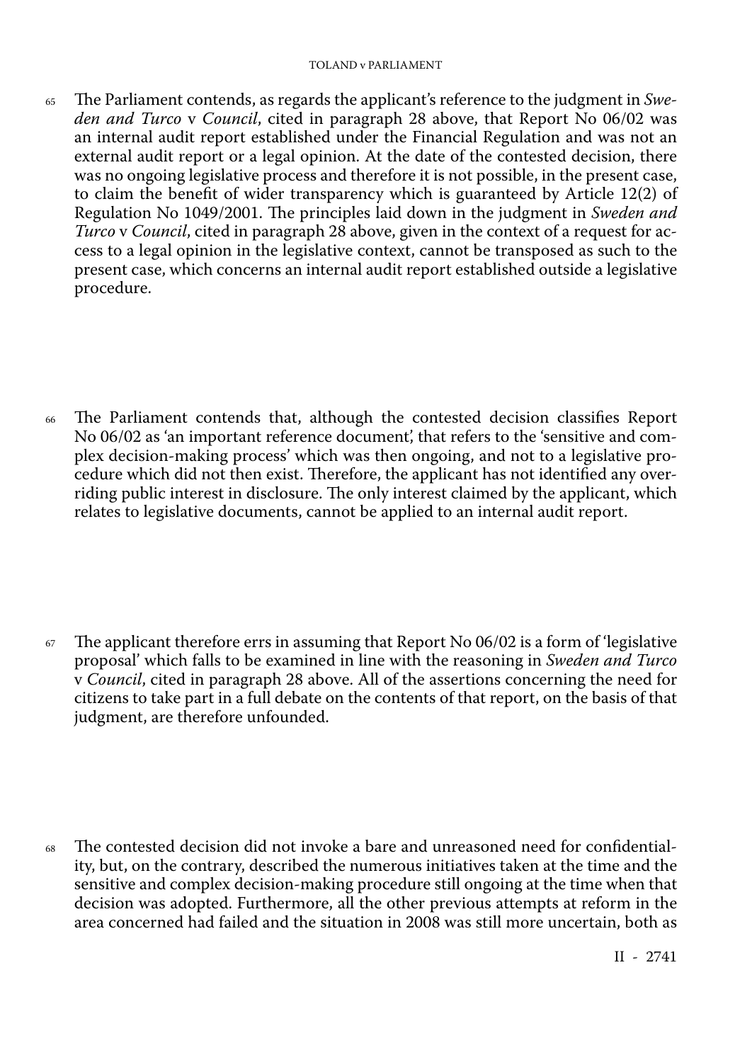65 The Parliament contends, as regards the applicant's reference to the judgment in *Sweden and Turco* v *Council*, cited in paragraph 28 above, that Report No 06/02 was an internal audit report established under the Financial Regulation and was not an external audit report or a legal opinion. At the date of the contested decision, there was no ongoing legislative process and therefore it is not possible, in the present case, to claim the benefit of wider transparency which is guaranteed by Article 12(2) of Regulation No 1049/2001. The principles laid down in the judgment in *Sweden and Turco* v *Council*, cited in paragraph 28 above, given in the context of a request for access to a legal opinion in the legislative context, cannot be transposed as such to the present case, which concerns an internal audit report established outside a legislative procedure.

66 The Parliament contends that, although the contested decision classifies Report No 06/02 as 'an important reference document', that refers to the 'sensitive and complex decision-making process' which was then ongoing, and not to a legislative procedure which did not then exist. Therefore, the applicant has not identified any overriding public interest in disclosure. The only interest claimed by the applicant, which relates to legislative documents, cannot be applied to an internal audit report.

67 The applicant therefore errs in assuming that Report No 06/02 is a form of 'legislative proposal' which falls to be examined in line with the reasoning in *Sweden and Turco* v *Council*, cited in paragraph 28 above. All of the assertions concerning the need for citizens to take part in a full debate on the contents of that report, on the basis of that judgment, are therefore unfounded.

68 The contested decision did not invoke a bare and unreasoned need for confidentiality, but, on the contrary, described the numerous initiatives taken at the time and the sensitive and complex decision-making procedure still ongoing at the time when that decision was adopted. Furthermore, all the other previous attempts at reform in the area concerned had failed and the situation in 2008 was still more uncertain, both as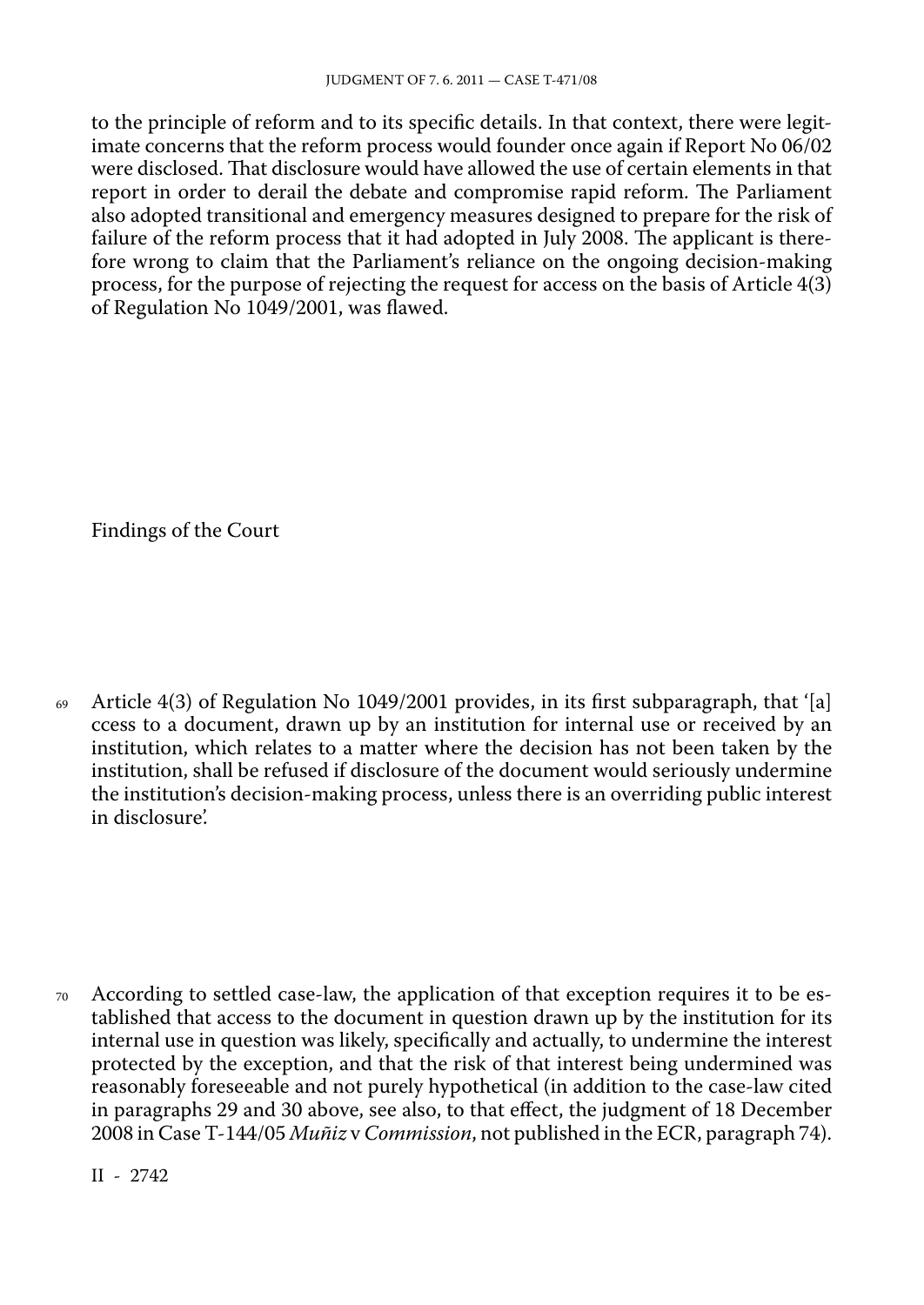to the principle of reform and to its specific details. In that context, there were legitimate concerns that the reform process would founder once again if Report No 06/02 were disclosed. That disclosure would have allowed the use of certain elements in that report in order to derail the debate and compromise rapid reform. The Parliament also adopted transitional and emergency measures designed to prepare for the risk of failure of the reform process that it had adopted in July 2008. The applicant is therefore wrong to claim that the Parliament's reliance on the ongoing decision-making process, for the purpose of rejecting the request for access on the basis of Article 4(3) of Regulation No 1049/2001, was flawed.

Findings of the Court

69 Article 4(3) of Regulation No 1049/2001 provides, in its first subparagraph, that '[a]ccess to a document, drawn up by an institution for internal use or received by an institution, which relates to a matter where the decision has not been taken by the institution, shall be refused if disclosure of the document would seriously undermine the institution's decision-making process, unless there is an overriding public interest in disclosure'.

70 According to settled case-law, the application of that exception requires it to be established that access to the document in question drawn up by the institution for its internal use in question was likely, specifically and actually, to undermine the interest protected by the exception, and that the risk of that interest being undermined was reasonably foreseeable and not purely hypothetical (in addition to the case-law cited in paragraphs 29 and 30 above, see also, to that effect, the judgment of 18 December 2008 in Case T-144/05 *Muñiz* v *Commission*, not published in the ECR, paragraph 74).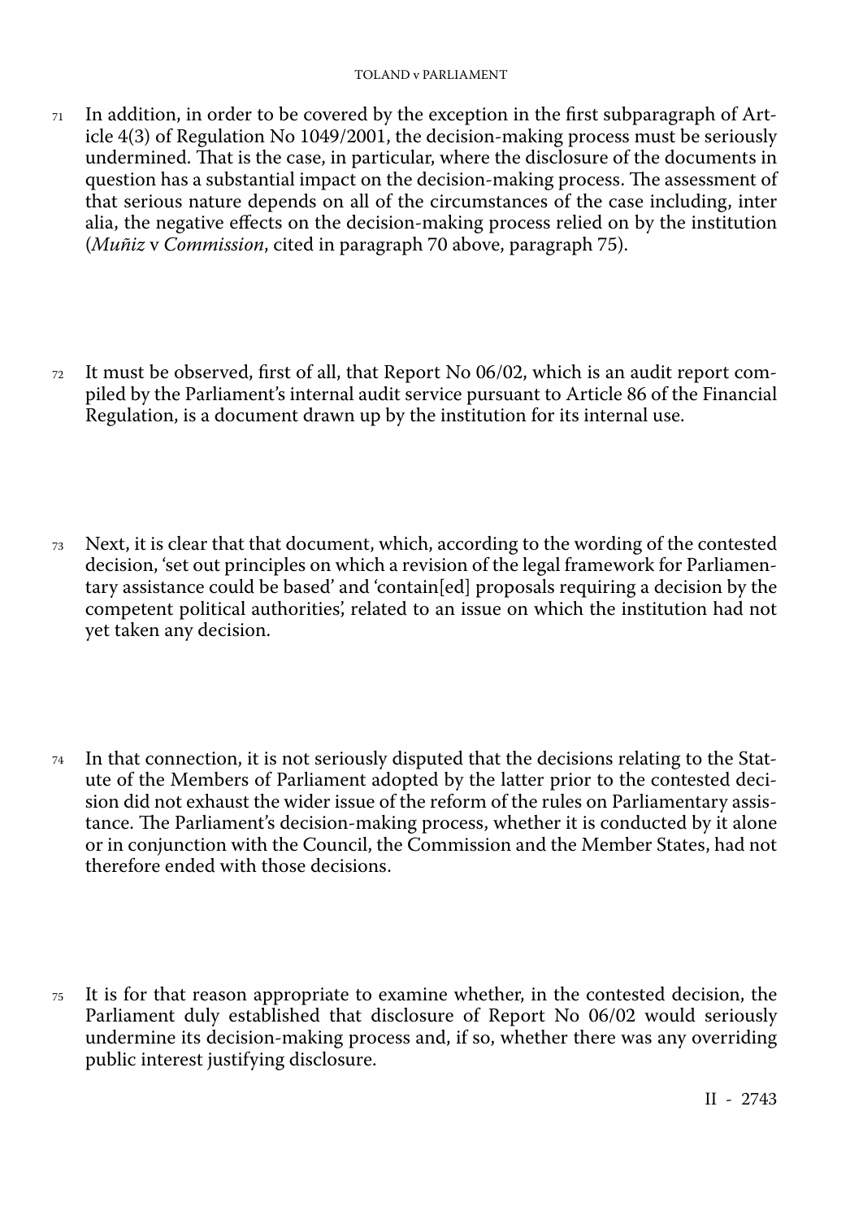71 In addition, in order to be covered by the exception in the first subparagraph of Article 4(3) of Regulation No 1049/2001, the decision-making process must be seriously undermined. That is the case, in particular, where the disclosure of the documents in question has a substantial impact on the decision-making process. The assessment of that serious nature depends on all of the circumstances of the case including, inter alia, the negative effects on the decision-making process relied on by the institution (*Muñiz* v *Commission*, cited in paragraph 70 above, paragraph 75).

72 It must be observed, first of all, that Report No 06/02, which is an audit report compiled by the Parliament's internal audit service pursuant to Article 86 of the Financial Regulation, is a document drawn up by the institution for its internal use.

73 Next, it is clear that that document, which, according to the wording of the contested decision, 'set out principles on which a revision of the legal framework for Parliamentary assistance could be based' and 'contain[ed] proposals requiring a decision by the competent political authorities', related to an issue on which the institution had not yet taken any decision.

74 In that connection, it is not seriously disputed that the decisions relating to the Statute of the Members of Parliament adopted by the latter prior to the contested decision did not exhaust the wider issue of the reform of the rules on Parliamentary assistance. The Parliament's decision-making process, whether it is conducted by it alone or in conjunction with the Council, the Commission and the Member States, had not therefore ended with those decisions.

75 It is for that reason appropriate to examine whether, in the contested decision, the Parliament duly established that disclosure of Report No 06/02 would seriously undermine its decision-making process and, if so, whether there was any overriding public interest justifying disclosure.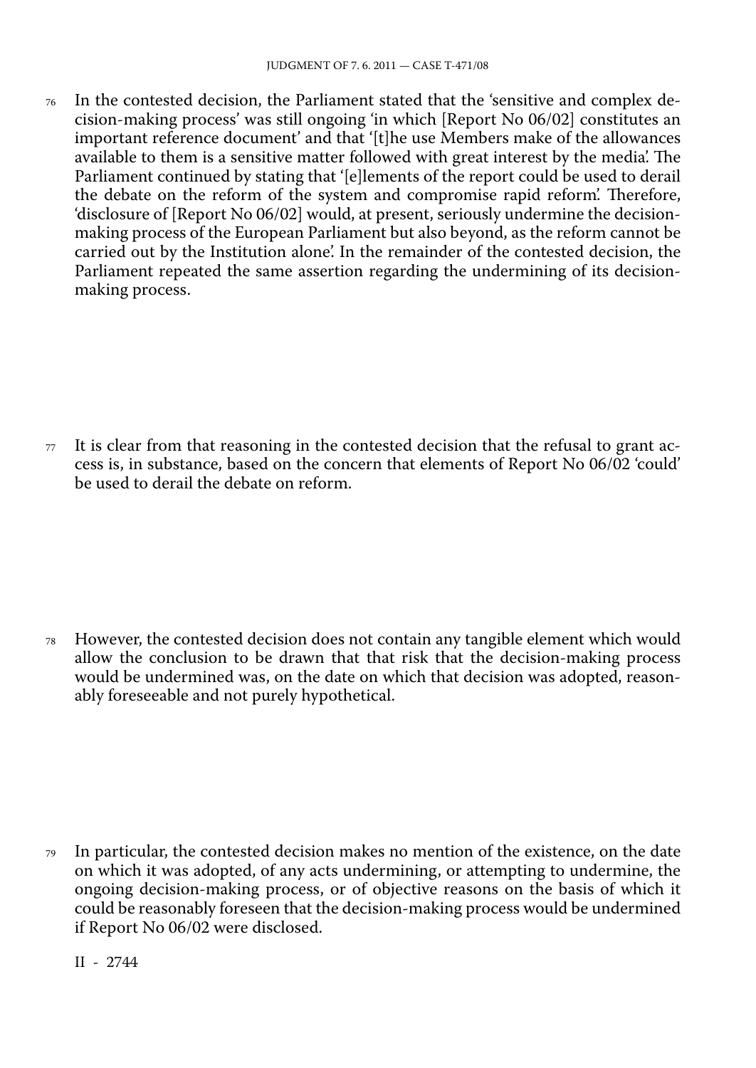76 In the contested decision, the Parliament stated that the 'sensitive and complex decision-making process' was still ongoing 'in which [Report No 06/02] constitutes an important reference document' and that '[t]he use Members make of the allowances available to them is a sensitive matter followed with great interest by the media'. The Parliament continued by stating that '[e]lements of the report could be used to derail the debate on the reform of the system and compromise rapid reform'. Therefore, 'disclosure of [Report No 06/02] would, at present, seriously undermine the decision-making process of the European Parliament but also beyond, as the reform cannot be carried out by the Institution alone'. In the remainder of the contested decision, the Parliament repeated the same assertion regarding the undermining of its decision-making process.

77 It is clear from that reasoning in the contested decision that the refusal to grant access is, in substance, based on the concern that elements of Report No 06/02 'could' be used to derail the debate on reform.

78 However, the contested decision does not contain any tangible element which would allow the conclusion to be drawn that that risk that the decision-making process would be undermined was, on the date on which that decision was adopted, reasonably foreseeable and not purely hypothetical.

79 In particular, the contested decision makes no mention of the existence, on the date on which it was adopted, of any acts undermining, or attempting to undermine, the ongoing decision-making process, or of objective reasons on the basis of which it could be reasonably foreseen that the decision-making process would be undermined if Report No 06/02 were disclosed.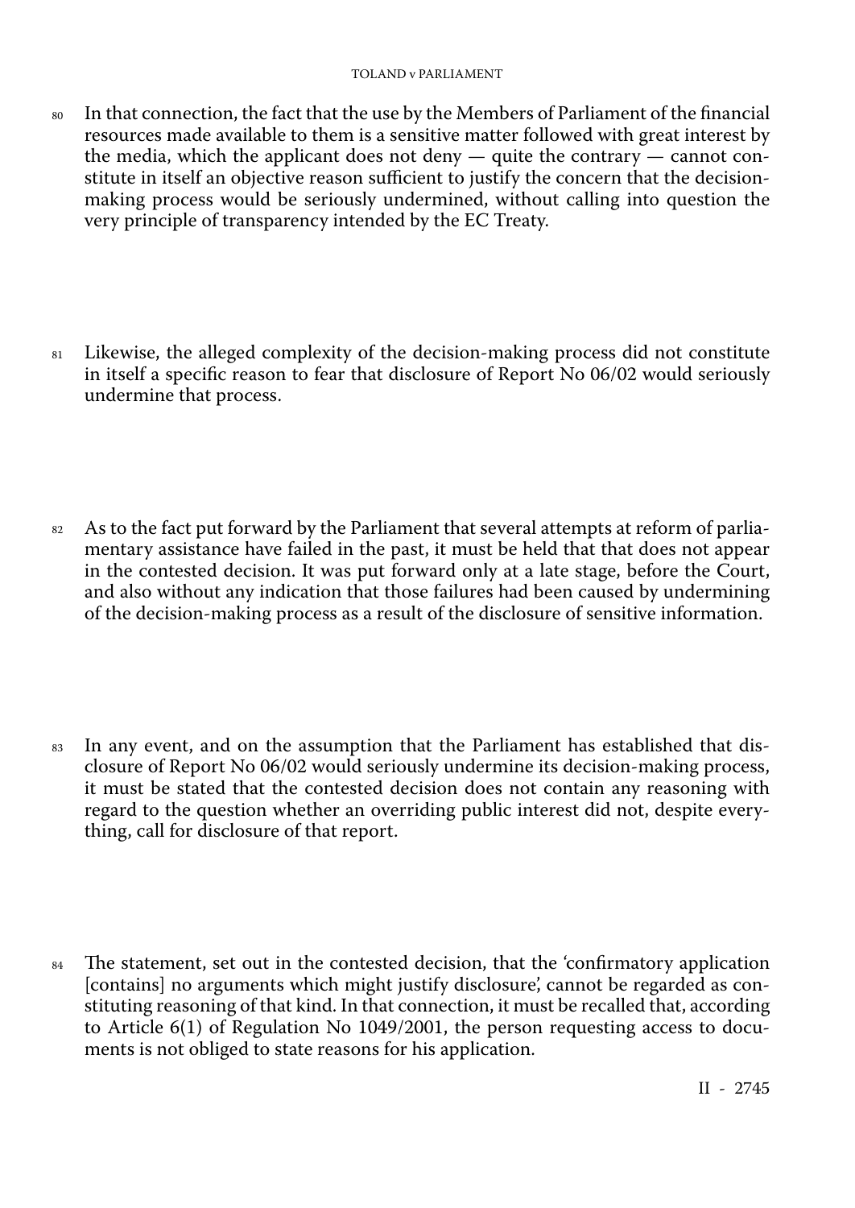80 In that connection, the fact that the use by the Members of Parliament of the financial resources made available to them is a sensitive matter followed with great interest by the media, which the applicant does not deny — quite the contrary — cannot constitute in itself an objective reason sufficient to justify the concern that the decision-making process would be seriously undermined, without calling into question the very principle of transparency intended by the EC Treaty.

81 Likewise, the alleged complexity of the decision-making process did not constitute in itself a specific reason to fear that disclosure of Report No 06/02 would seriously undermine that process.

82 As to the fact put forward by the Parliament that several attempts at reform of parliamentary assistance have failed in the past, it must be held that that does not appear in the contested decision. It was put forward only at a late stage, before the Court, and also without any indication that those failures had been caused by undermining of the decision-making process as a result of the disclosure of sensitive information.

83 In any event, and on the assumption that the Parliament has established that disclosure of Report No 06/02 would seriously undermine its decision-making process, it must be stated that the contested decision does not contain any reasoning with regard to the question whether an overriding public interest did not, despite everything, call for disclosure of that report.

84 The statement, set out in the contested decision, that the 'confirmatory application [contains] no arguments which might justify disclosure', cannot be regarded as constituting reasoning of that kind. In that connection, it must be recalled that, according to Article 6(1) of Regulation No 1049/2001, the person requesting access to documents is not obliged to state reasons for his application.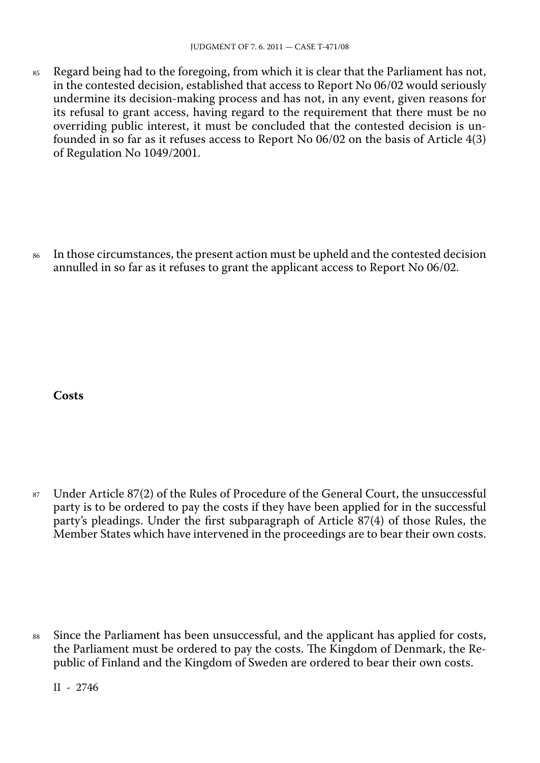85 Regard being had to the foregoing, from which it is clear that the Parliament has not, in the contested decision, established that access to Report No 06/02 would seriously undermine its decision-making process and has not, in any event, given reasons for its refusal to grant access, having regard to the requirement that there must be no overriding public interest, it must be concluded that the contested decision is unfounded in so far as it refuses access to Report No 06/02 on the basis of Article 4(3) of Regulation No 1049/2001.

86 In those circumstances, the present action must be upheld and the contested decision annulled in so far as it refuses to grant the applicant access to Report No 06/02.

**Costs**

87 Under Article 87(2) of the Rules of Procedure of the General Court, the unsuccessful party is to be ordered to pay the costs if they have been applied for in the successful party's pleadings. Under the first subparagraph of Article 87(4) of those Rules, the Member States which have intervened in the proceedings are to bear their own costs.

88 Since the Parliament has been unsuccessful, and the applicant has applied for costs, the Parliament must be ordered to pay the costs. The Kingdom of Denmark, the Republic of Finland and the Kingdom of Sweden are ordered to bear their own costs.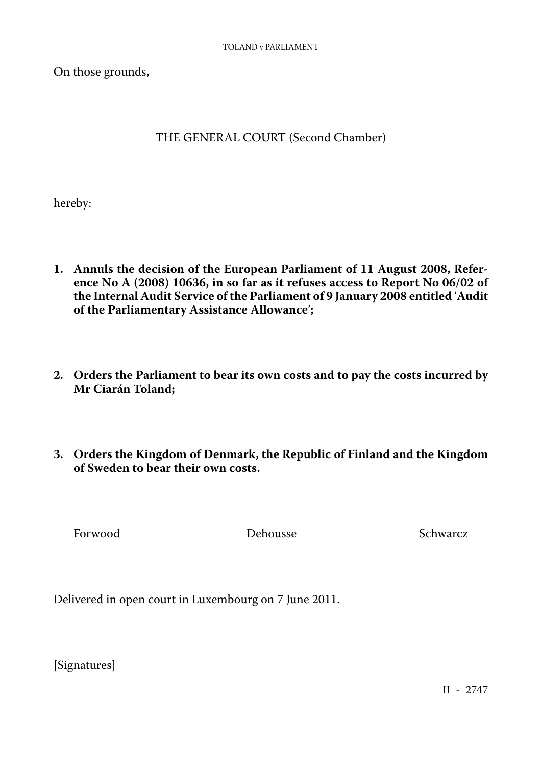On those grounds,

THE GENERAL COURT (Second Chamber)

hereby:

1. **Annuls the decision of the European Parliament of 11 August 2008, Reference No A (2008) 10636, in so far as it refuses access to Report No 06/02 of the Internal Audit Service of the Parliament of 9 January 2008 entitled 'Audit of the Parliamentary Assistance Allowance';**

2. **Orders the Parliament to bear its own costs and to pay the costs incurred by Mr Ciarán Toland;**

3. **Orders the Kingdom of Denmark, the Republic of Finland and the Kingdom of Sweden to bear their own costs.**

Forwood Dehousse Schwarcz

Delivered in open court in Luxembourg on 7 June 2011.

[Signatures]